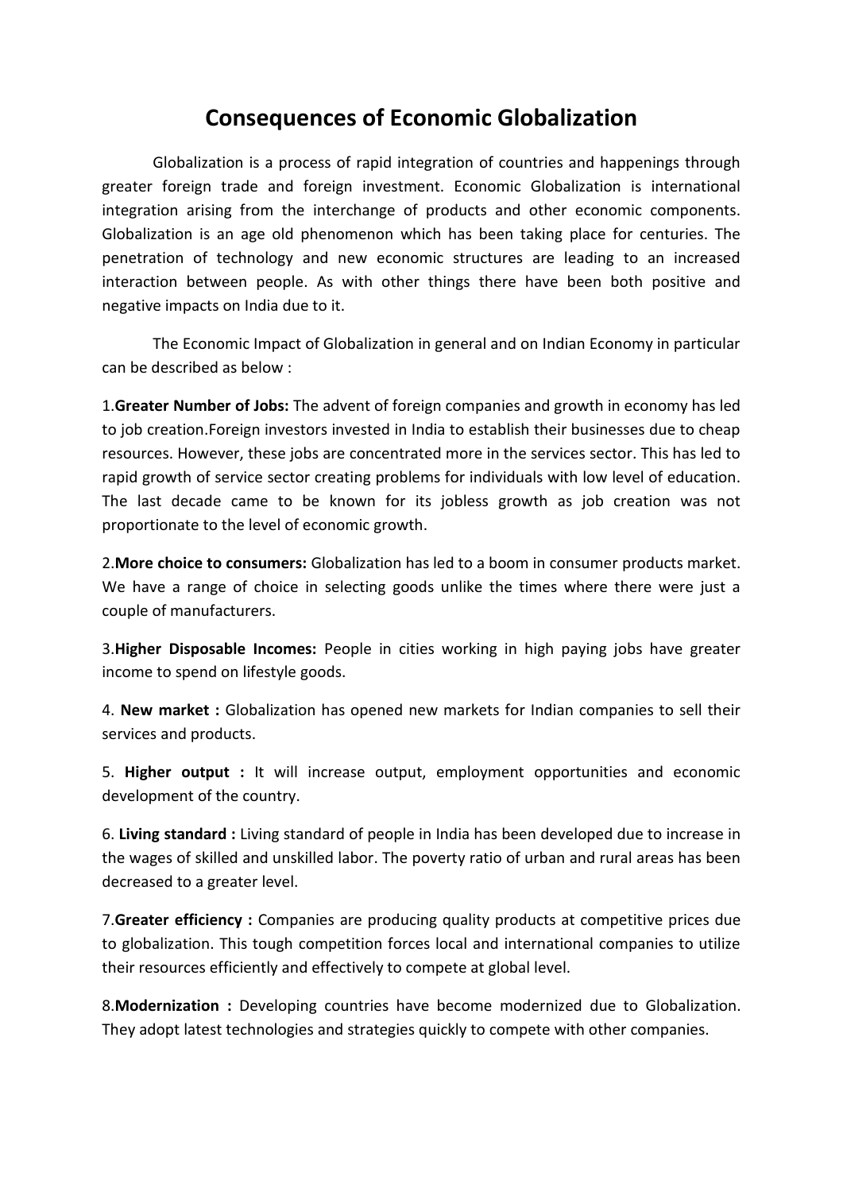# Consequences of Economic Globalization

Globalization is a process of rapid integration of countries and happenings through greater foreign trade and foreign investment. Economic Globalization is international integration arising from the interchange of products and other economic components. Globalization is an age old phenomenon which has been taking place for centuries. The penetration of technology and new economic structures are leading to an increased interaction between people. As with other things there have been both positive and negative impacts on India due to it.

The Economic Impact of Globalization in general and on Indian Economy in particular can be described as below :

1.**Greater Number of Jobs:** The advent of foreign companies and growth in economy has led to job creation.Foreign investors invested in India to establish their businesses due to cheap resources. However, these jobs are concentrated more in the services sector. This has led to rapid growth of service sector creating problems for individuals with low level of education. The last decade came to be known for its jobless growth as job creation was not proportionate to the level of economic growth.

2.**More choice to consumers:** Globalization has led to a boom in consumer products market. We have a range of choice in selecting goods unlike the times where there were just a couple of manufacturers.

3.**Higher Disposable Incomes:** People in cities working in high paying jobs have greater income to spend on lifestyle goods.

4. **New market :** Globalization has opened new markets for Indian companies to sell their services and products.

5. **Higher output :** It will increase output, employment opportunities and economic development of the country.

6. **Living standard :** Living standard of people in India has been developed due to increase in the wages of skilled and unskilled labor. The poverty ratio of urban and rural areas has been decreased to a greater level.

7.**Greater efficiency :** Companies are producing quality products at competitive prices due to globalization. This tough competition forces local and international companies to utilize their resources efficiently and effectively to compete at global level.

8.**Modernization :** Developing countries have become modernized due to Globalization. They adopt latest technologies and strategies quickly to compete with other companies.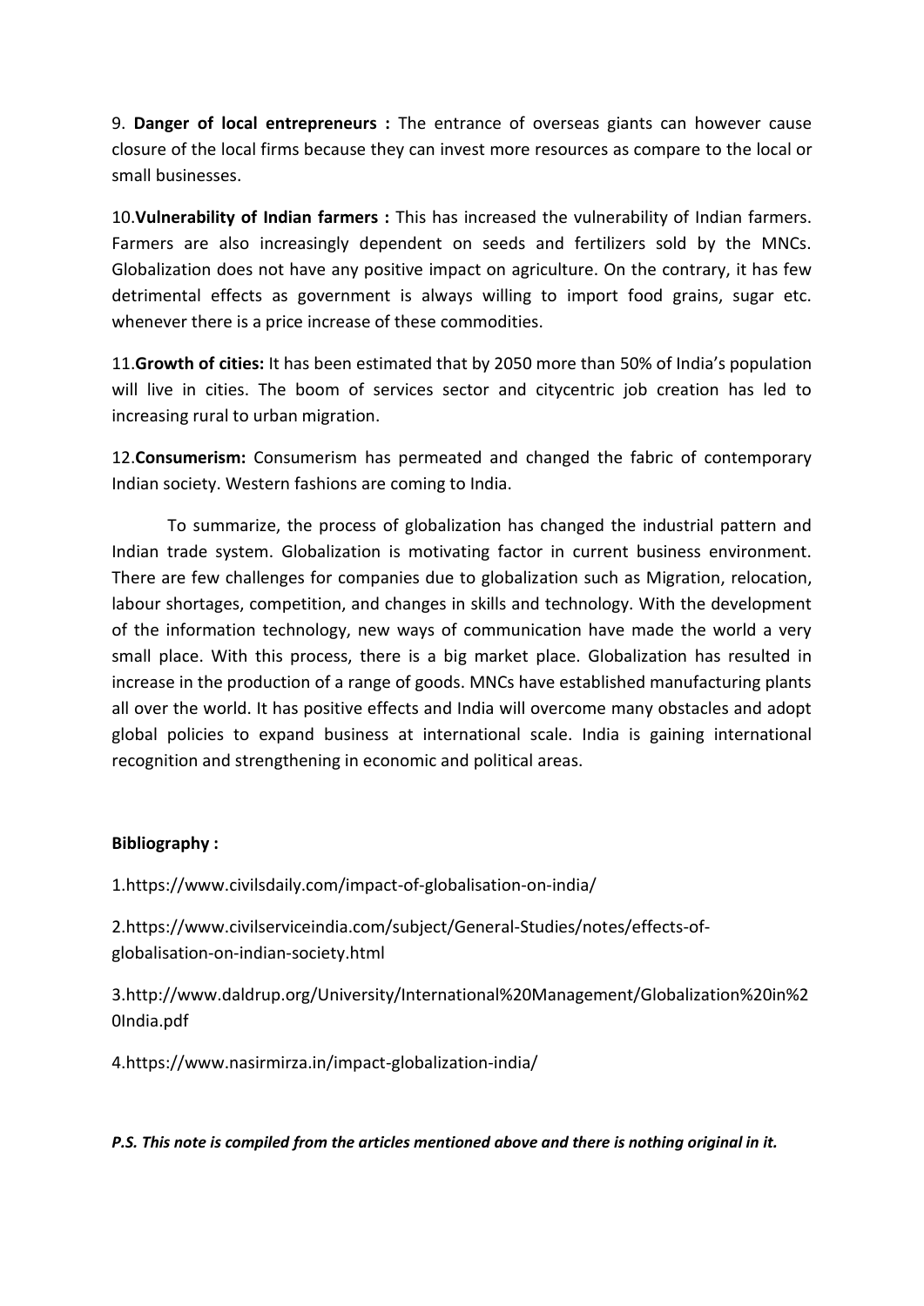9. **Danger of local entrepreneurs :** The entrance of overseas giants can however cause closure of the local firms because they can invest more resources as compare to the local or small businesses.

10.**Vulnerability of Indian farmers :** This has increased the vulnerability of Indian farmers. Farmers are also increasingly dependent on seeds and fertilizers sold by the MNCs. Globalization does not have any positive impact on agriculture. On the contrary, it has few detrimental effects as government is always willing to import food grains, sugar etc. whenever there is a price increase of these commodities.

11.**Growth of cities:** It has been estimated that by 2050 more than 50% of India's population will live in cities. The boom of services sector and citycentric job creation has led to increasing rural to urban migration.

12.**Consumerism:** Consumerism has permeated and changed the fabric of contemporary Indian society. Western fashions are coming to India.

To summarize, the process of globalization has changed the industrial pattern and Indian trade system. Globalization is motivating factor in current business environment. There are few challenges for companies due to globalization such as Migration, relocation, labour shortages, competition, and changes in skills and technology. With the development of the information technology, new ways of communication have made the world a very small place. With this process, there is a big market place. Globalization has resulted in increase in the production of a range of goods. MNCs have established manufacturing plants all over the world. It has positive effects and India will overcome many obstacles and adopt global policies to expand business at international scale. India is gaining international recognition and strengthening in economic and political areas.

**Bibliography :**

1.https://www.civilsdaily.com/impact-of-globalisation-on-india/

2.https://www.civilserviceindia.com/subject/General-Studies/notes/effects-of-globalisation-on-indian-society.html

3.http://www.daldrup.org/University/International%20Management/Globalization%20in%20India.pdf

4.https://www.nasirmirza.in/impact-globalization-india/

***P.S. This note is compiled from the articles mentioned above and there is nothing original in it.***